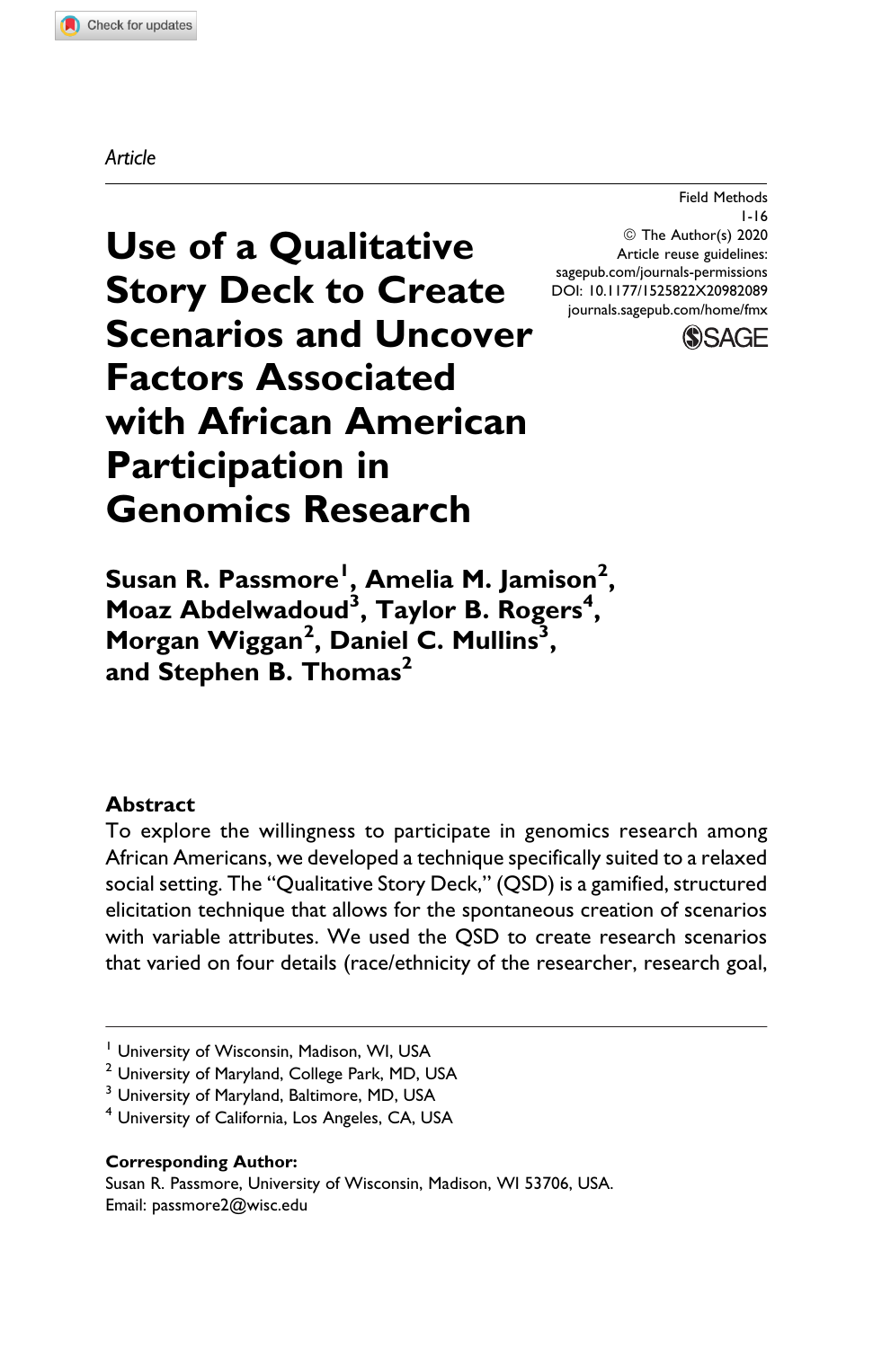*Article*

Field Methods
1-16
© The Author(s) 2020
Article reuse guidelines:
sagepub.com/journals-permissions
DOI: 10.1177/1525822X20982089
journals.sagepub.com/home/fmx

# Use of a Qualitative Story Deck to Create Scenarios and Uncover Factors Associated with African American Participation in Genomics Research

**Susan R. Passmore[1], Amelia M. Jamison[2], Moaz Abdelwadoud[3], Taylor B. Rogers[4], Morgan Wiggan[2], Daniel C. Mullins[3], and Stephen B. Thomas[2]**

## Abstract

To explore the willingness to participate in genomics research among African Americans, we developed a technique specifically suited to a relaxed social setting. The "Qualitative Story Deck," (QSD) is a gamified, structured elicitation technique that allows for the spontaneous creation of scenarios with variable attributes. We used the QSD to create research scenarios that varied on four details (race/ethnicity of the researcher, research goal,

---

[1] University of Wisconsin, Madison, WI, USA
[2] University of Maryland, College Park, MD, USA
[3] University of Maryland, Baltimore, MD, USA
[4] University of California, Los Angeles, CA, USA

**Corresponding Author:**
Susan R. Passmore, University of Wisconsin, Madison, WI 53706, USA.
Email: passmore2@wisc.edu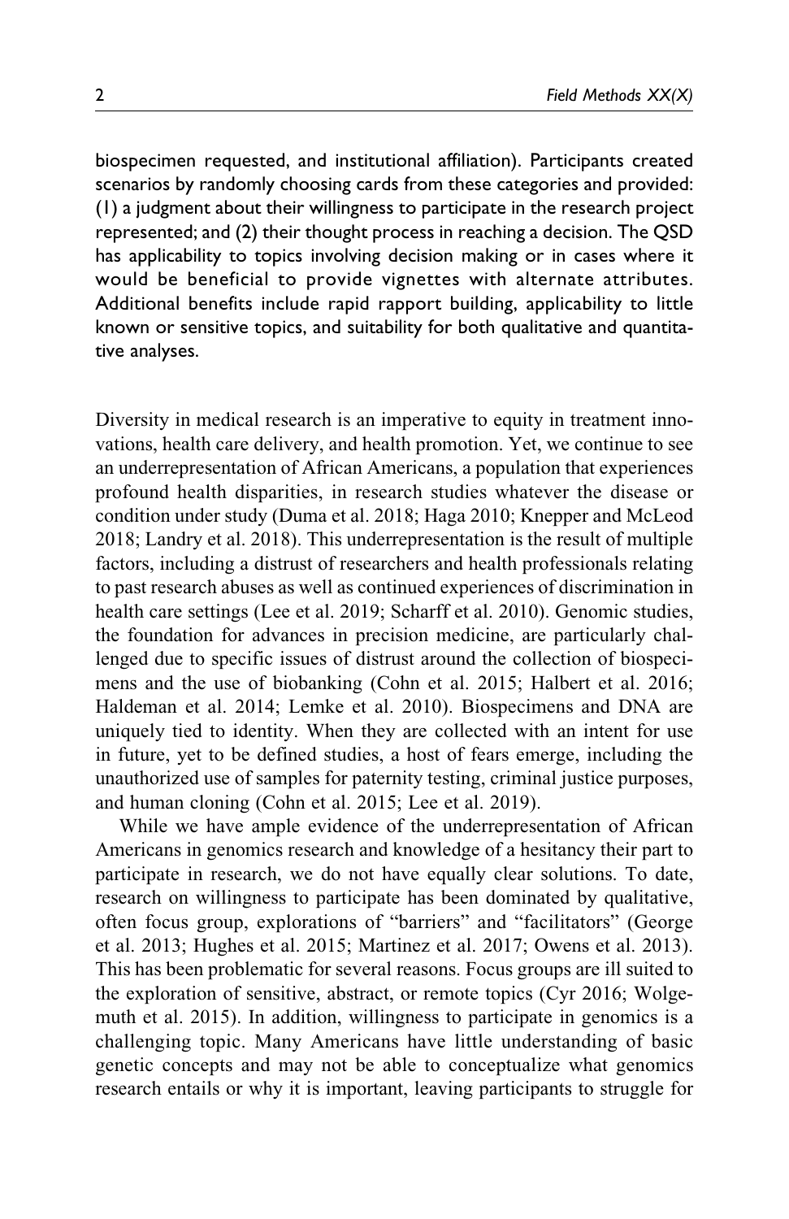biospecimen requested, and institutional affiliation). Participants created scenarios by randomly choosing cards from these categories and provided: (1) a judgment about their willingness to participate in the research project represented; and (2) their thought process in reaching a decision. The QSD has applicability to topics involving decision making or in cases where it would be beneficial to provide vignettes with alternate attributes. Additional benefits include rapid rapport building, applicability to little known or sensitive topics, and suitability for both qualitative and quantitative analyses.

Diversity in medical research is an imperative to equity in treatment innovations, health care delivery, and health promotion. Yet, we continue to see an underrepresentation of African Americans, a population that experiences profound health disparities, in research studies whatever the disease or condition under study (Duma et al. 2018; Haga 2010; Knepper and McLeod 2018; Landry et al. 2018). This underrepresentation is the result of multiple factors, including a distrust of researchers and health professionals relating to past research abuses as well as continued experiences of discrimination in health care settings (Lee et al. 2019; Scharff et al. 2010). Genomic studies, the foundation for advances in precision medicine, are particularly challenged due to specific issues of distrust around the collection of biospecimens and the use of biobanking (Cohn et al. 2015; Halbert et al. 2016; Haldeman et al. 2014; Lemke et al. 2010). Biospecimens and DNA are uniquely tied to identity. When they are collected with an intent for use in future, yet to be defined studies, a host of fears emerge, including the unauthorized use of samples for paternity testing, criminal justice purposes, and human cloning (Cohn et al. 2015; Lee et al. 2019).

While we have ample evidence of the underrepresentation of African Americans in genomics research and knowledge of a hesitancy their part to participate in research, we do not have equally clear solutions. To date, research on willingness to participate has been dominated by qualitative, often focus group, explorations of "barriers" and "facilitators" (George et al. 2013; Hughes et al. 2015; Martinez et al. 2017; Owens et al. 2013). This has been problematic for several reasons. Focus groups are ill suited to the exploration of sensitive, abstract, or remote topics (Cyr 2016; Wolgemuth et al. 2015). In addition, willingness to participate in genomics is a challenging topic. Many Americans have little understanding of basic genetic concepts and may not be able to conceptualize what genomics research entails or why it is important, leaving participants to struggle for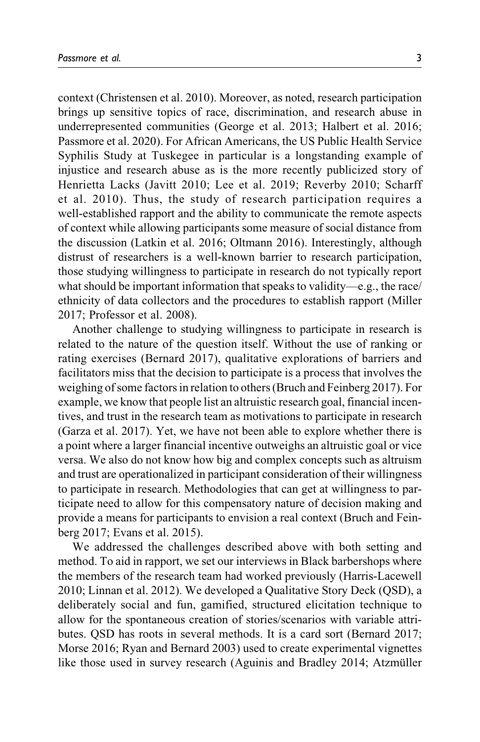context (Christensen et al. 2010). Moreover, as noted, research participation brings up sensitive topics of race, discrimination, and research abuse in underrepresented communities (George et al. 2013; Halbert et al. 2016; Passmore et al. 2020). For African Americans, the US Public Health Service Syphilis Study at Tuskegee in particular is a longstanding example of injustice and research abuse as is the more recently publicized story of Henrietta Lacks (Javitt 2010; Lee et al. 2019; Reverby 2010; Scharff et al. 2010). Thus, the study of research participation requires a well-established rapport and the ability to communicate the remote aspects of context while allowing participants some measure of social distance from the discussion (Latkin et al. 2016; Oltmann 2016). Interestingly, although distrust of researchers is a well-known barrier to research participation, those studying willingness to participate in research do not typically report what should be important information that speaks to validity—e.g., the race/ethnicity of data collectors and the procedures to establish rapport (Miller 2017; Professor et al. 2008).

Another challenge to studying willingness to participate in research is related to the nature of the question itself. Without the use of ranking or rating exercises (Bernard 2017), qualitative explorations of barriers and facilitators miss that the decision to participate is a process that involves the weighing of some factors in relation to others (Bruch and Feinberg 2017). For example, we know that people list an altruistic research goal, financial incentives, and trust in the research team as motivations to participate in research (Garza et al. 2017). Yet, we have not been able to explore whether there is a point where a larger financial incentive outweighs an altruistic goal or vice versa. We also do not know how big and complex concepts such as altruism and trust are operationalized in participant consideration of their willingness to participate in research. Methodologies that can get at willingness to participate need to allow for this compensatory nature of decision making and provide a means for participants to envision a real context (Bruch and Feinberg 2017; Evans et al. 2015).

We addressed the challenges described above with both setting and method. To aid in rapport, we set our interviews in Black barbershops where the members of the research team had worked previously (Harris-Lacewell 2010; Linnan et al. 2012). We developed a Qualitative Story Deck (QSD), a deliberately social and fun, gamified, structured elicitation technique to allow for the spontaneous creation of stories/scenarios with variable attributes. QSD has roots in several methods. It is a card sort (Bernard 2017; Morse 2016; Ryan and Bernard 2003) used to create experimental vignettes like those used in survey research (Aguinis and Bradley 2014; Atzmüller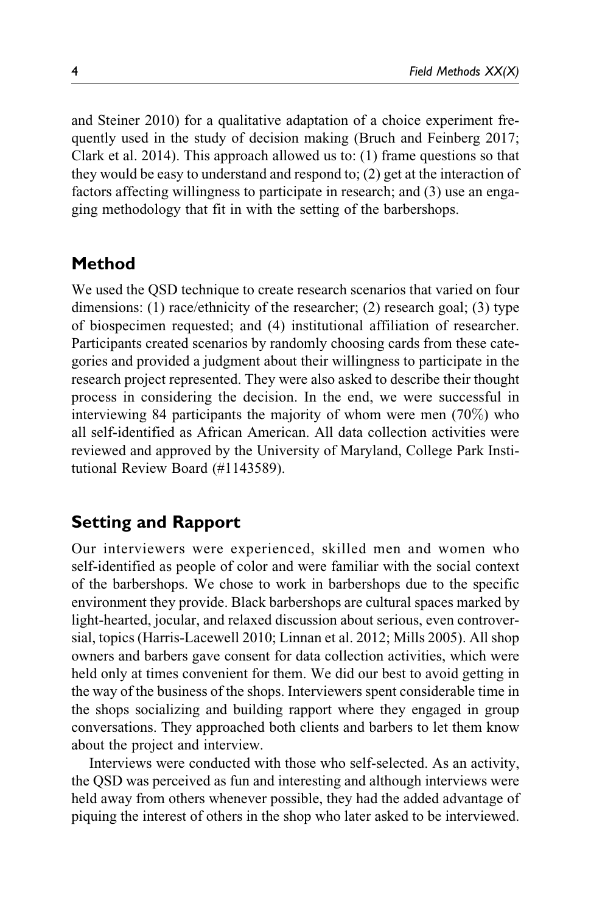and Steiner 2010) for a qualitative adaptation of a choice experiment frequently used in the study of decision making (Bruch and Feinberg 2017; Clark et al. 2014). This approach allowed us to: (1) frame questions so that they would be easy to understand and respond to; (2) get at the interaction of factors affecting willingness to participate in research; and (3) use an engaging methodology that fit in with the setting of the barbershops.

## Method

We used the QSD technique to create research scenarios that varied on four dimensions: (1) race/ethnicity of the researcher; (2) research goal; (3) type of biospecimen requested; and (4) institutional affiliation of researcher. Participants created scenarios by randomly choosing cards from these categories and provided a judgment about their willingness to participate in the research project represented. They were also asked to describe their thought process in considering the decision. In the end, we were successful in interviewing 84 participants the majority of whom were men (70%) who all self-identified as African American. All data collection activities were reviewed and approved by the University of Maryland, College Park Institutional Review Board (#1143589).

## Setting and Rapport

Our interviewers were experienced, skilled men and women who self-identified as people of color and were familiar with the social context of the barbershops. We chose to work in barbershops due to the specific environment they provide. Black barbershops are cultural spaces marked by light-hearted, jocular, and relaxed discussion about serious, even controversial, topics (Harris-Lacewell 2010; Linnan et al. 2012; Mills 2005). All shop owners and barbers gave consent for data collection activities, which were held only at times convenient for them. We did our best to avoid getting in the way of the business of the shops. Interviewers spent considerable time in the shops socializing and building rapport where they engaged in group conversations. They approached both clients and barbers to let them know about the project and interview.

Interviews were conducted with those who self-selected. As an activity, the QSD was perceived as fun and interesting and although interviews were held away from others whenever possible, they had the added advantage of piquing the interest of others in the shop who later asked to be interviewed.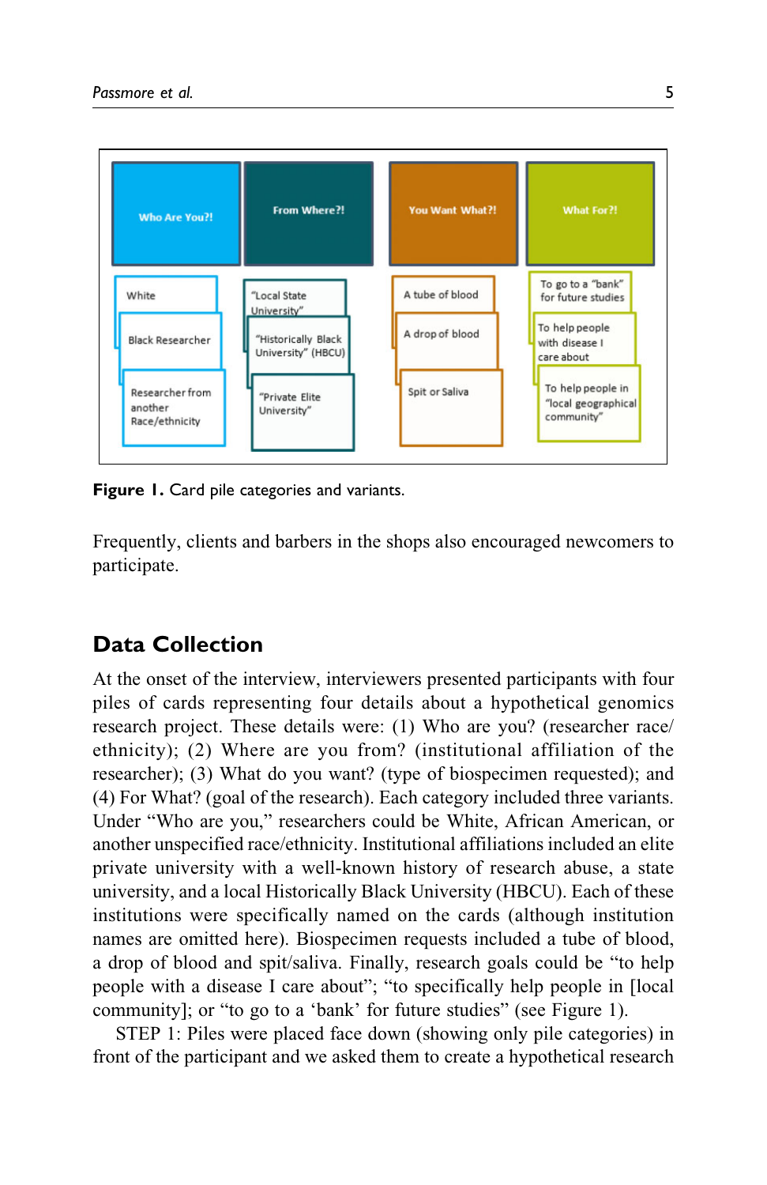Figure 1. Card pile categories and variants.

Frequently, clients and barbers in the shops also encouraged newcomers to participate.

## Data Collection

At the onset of the interview, interviewers presented participants with four piles of cards representing four details about a hypothetical genomics research project. These details were: (1) Who are you? (researcher race/ethnicity); (2) Where are you from? (institutional affiliation of the researcher); (3) What do you want? (type of biospecimen requested); and (4) For What? (goal of the research). Each category included three variants. Under "Who are you," researchers could be White, African American, or another unspecified race/ethnicity. Institutional affiliations included an elite private university with a well-known history of research abuse, a state university, and a local Historically Black University (HBCU). Each of these institutions were specifically named on the cards (although institution names are omitted here). Biospecimen requests included a tube of blood, a drop of blood and spit/saliva. Finally, research goals could be "to help people with a disease I care about"; "to specifically help people in [local community]; or "to go to a 'bank' for future studies" (see Figure 1).

STEP 1: Piles were placed face down (showing only pile categories) in front of the participant and we asked them to create a hypothetical research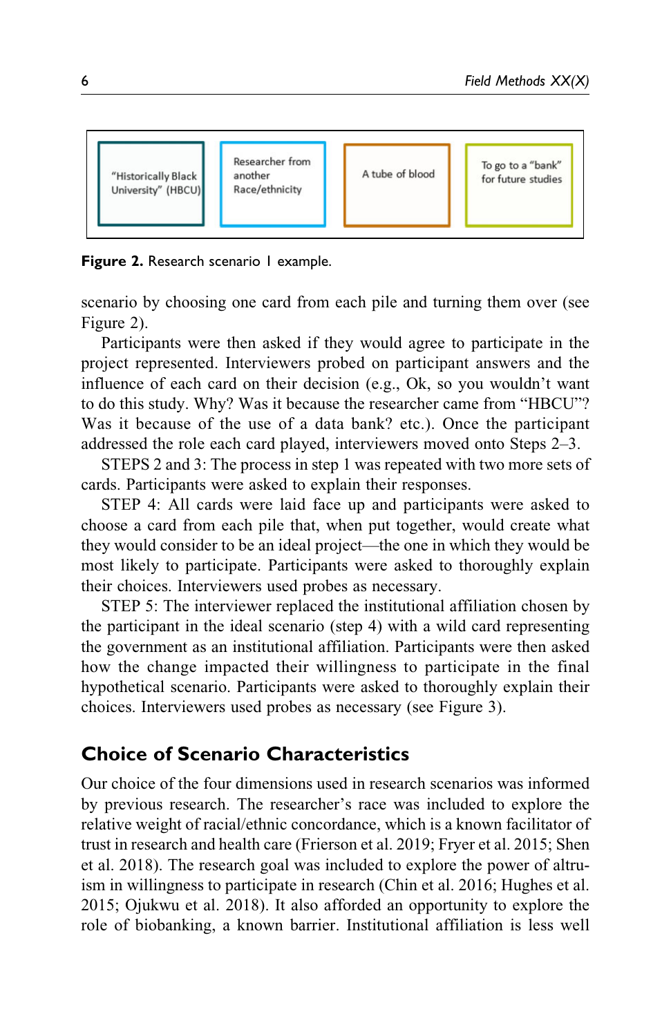| "Historically Black University" (HBCU) | Researcher from another Race/ethnicity | A tube of blood | To go to a "bank" for future studies |
| --- | --- | --- | --- |

**Figure 2.** Research scenario 1 example.

scenario by choosing one card from each pile and turning them over (see Figure 2).

Participants were then asked if they would agree to participate in the project represented. Interviewers probed on participant answers and the influence of each card on their decision (e.g., Ok, so you wouldn't want to do this study. Why? Was it because the researcher came from "HBCU"? Was it because of the use of a data bank? etc.). Once the participant addressed the role each card played, interviewers moved onto Steps 2–3.

STEPS 2 and 3: The process in step 1 was repeated with two more sets of cards. Participants were asked to explain their responses.

STEP 4: All cards were laid face up and participants were asked to choose a card from each pile that, when put together, would create what they would consider to be an ideal project—the one in which they would be most likely to participate. Participants were asked to thoroughly explain their choices. Interviewers used probes as necessary.

STEP 5: The interviewer replaced the institutional affiliation chosen by the participant in the ideal scenario (step 4) with a wild card representing the government as an institutional affiliation. Participants were then asked how the change impacted their willingness to participate in the final hypothetical scenario. Participants were asked to thoroughly explain their choices. Interviewers used probes as necessary (see Figure 3).

## Choice of Scenario Characteristics

Our choice of the four dimensions used in research scenarios was informed by previous research. The researcher's race was included to explore the relative weight of racial/ethnic concordance, which is a known facilitator of trust in research and health care (Frierson et al. 2019; Fryer et al. 2015; Shen et al. 2018). The research goal was included to explore the power of altruism in willingness to participate in research (Chin et al. 2016; Hughes et al. 2015; Ojukwu et al. 2018). It also afforded an opportunity to explore the role of biobanking, a known barrier. Institutional affiliation is less well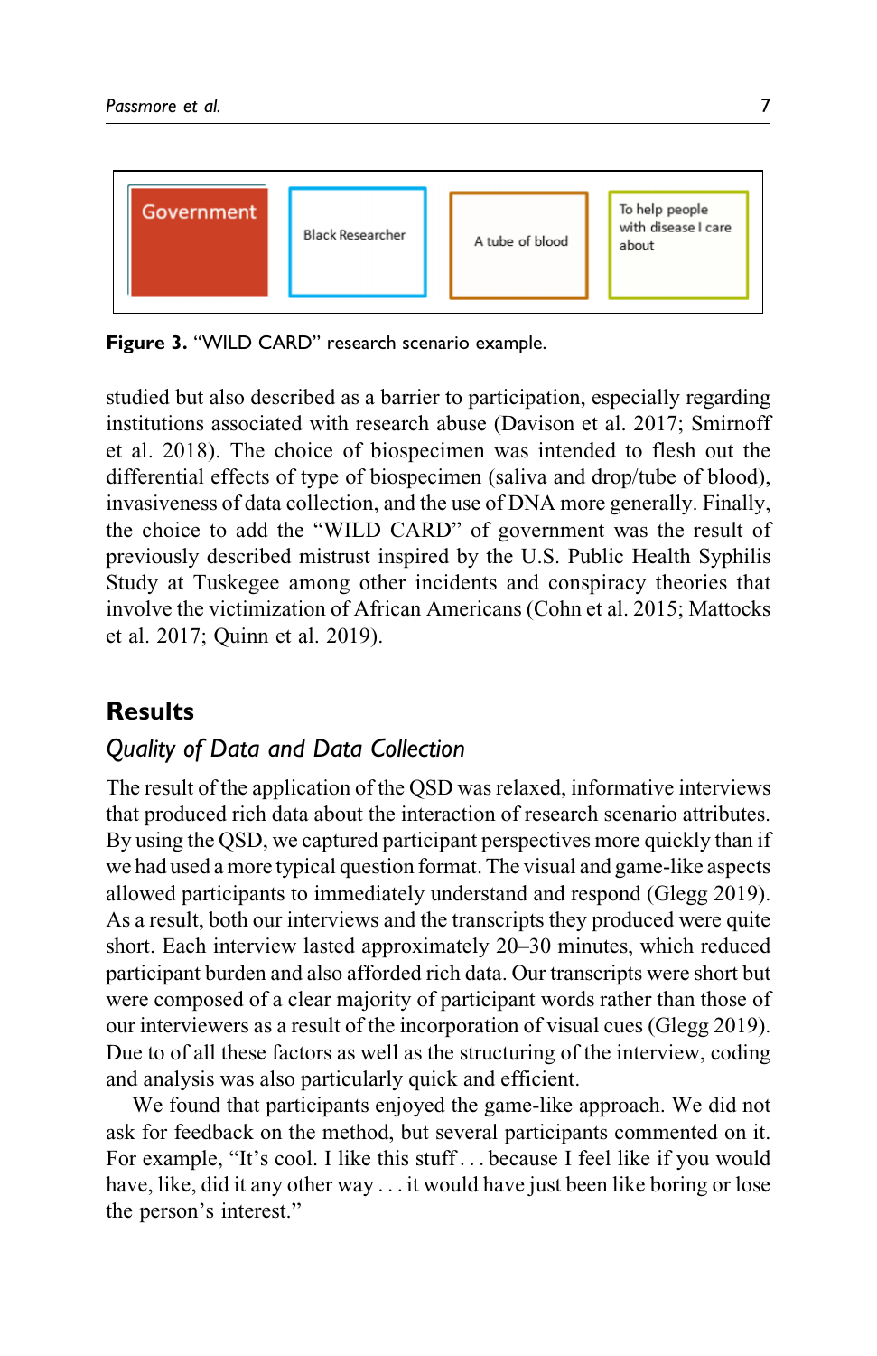| Government | Black Researcher | A tube of blood | To help people with disease I care about |
|---|---|---|---|

**Figure 3.** "WILD CARD" research scenario example.

studied but also described as a barrier to participation, especially regarding institutions associated with research abuse (Davison et al. 2017; Smirnoff et al. 2018). The choice of biospecimen was intended to flesh out the differential effects of type of biospecimen (saliva and drop/tube of blood), invasiveness of data collection, and the use of DNA more generally. Finally, the choice to add the "WILD CARD" of government was the result of previously described mistrust inspired by the U.S. Public Health Syphilis Study at Tuskegee among other incidents and conspiracy theories that involve the victimization of African Americans (Cohn et al. 2015; Mattocks et al. 2017; Quinn et al. 2019).

## Results

### *Quality of Data and Data Collection*

The result of the application of the QSD was relaxed, informative interviews that produced rich data about the interaction of research scenario attributes. By using the QSD, we captured participant perspectives more quickly than if we had used a more typical question format. The visual and game-like aspects allowed participants to immediately understand and respond (Glegg 2019). As a result, both our interviews and the transcripts they produced were quite short. Each interview lasted approximately 20–30 minutes, which reduced participant burden and also afforded rich data. Our transcripts were short but were composed of a clear majority of participant words rather than those of our interviewers as a result of the incorporation of visual cues (Glegg 2019). Due to of all these factors as well as the structuring of the interview, coding and analysis was also particularly quick and efficient.

We found that participants enjoyed the game-like approach. We did not ask for feedback on the method, but several participants commented on it. For example, "It's cool. I like this stuff . . . because I feel like if you would have, like, did it any other way . . . it would have just been like boring or lose the person's interest."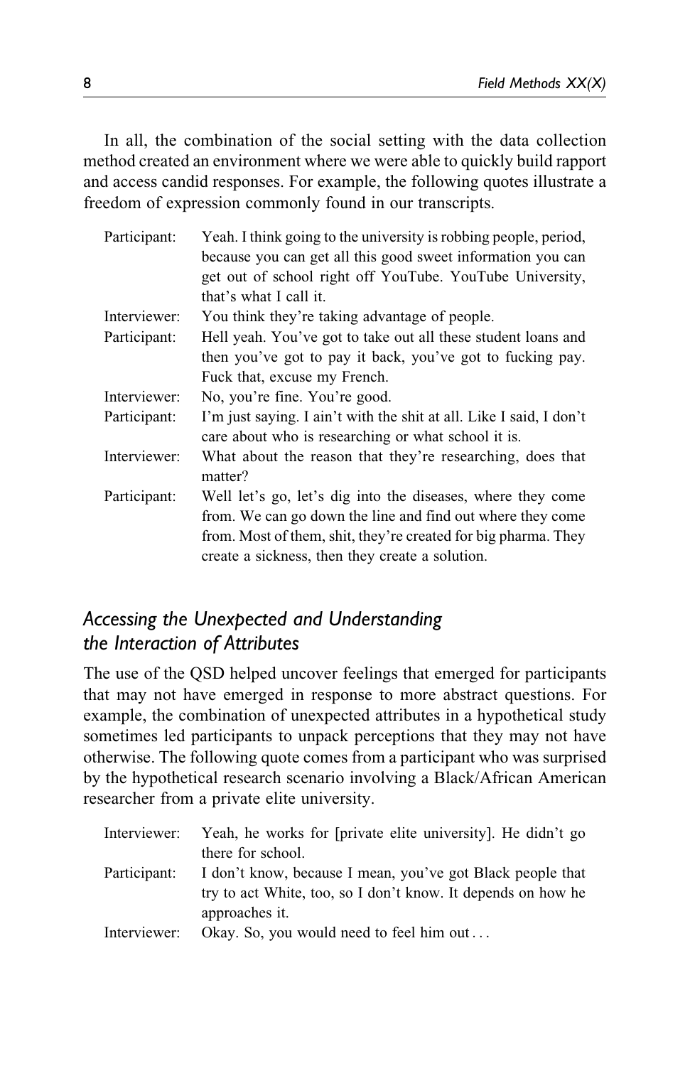In all, the combination of the social setting with the data collection method created an environment where we were able to quickly build rapport and access candid responses. For example, the following quotes illustrate a freedom of expression commonly found in our transcripts.

Participant: Yeah. I think going to the university is robbing people, period, because you can get all this good sweet information you can get out of school right off YouTube. YouTube University, that's what I call it.

Interviewer: You think they're taking advantage of people.

Participant: Hell yeah. You've got to take out all these student loans and then you've got to pay it back, you've got to fucking pay. Fuck that, excuse my French.

Interviewer: No, you're fine. You're good.

Participant: I'm just saying. I ain't with the shit at all. Like I said, I don't care about who is researching or what school it is.

Interviewer: What about the reason that they're researching, does that matter?

Participant: Well let's go, let's dig into the diseases, where they come from. We can go down the line and find out where they come from. Most of them, shit, they're created for big pharma. They create a sickness, then they create a solution.

### *Accessing the Unexpected and Understanding the Interaction of Attributes*

The use of the QSD helped uncover feelings that emerged for participants that may not have emerged in response to more abstract questions. For example, the combination of unexpected attributes in a hypothetical study sometimes led participants to unpack perceptions that they may not have otherwise. The following quote comes from a participant who was surprised by the hypothetical research scenario involving a Black/African American researcher from a private elite university.

Interviewer: Yeah, he works for [private elite university]. He didn't go there for school.

Participant: I don't know, because I mean, you've got Black people that try to act White, too, so I don't know. It depends on how he approaches it.

Interviewer: Okay. So, you would need to feel him out . . .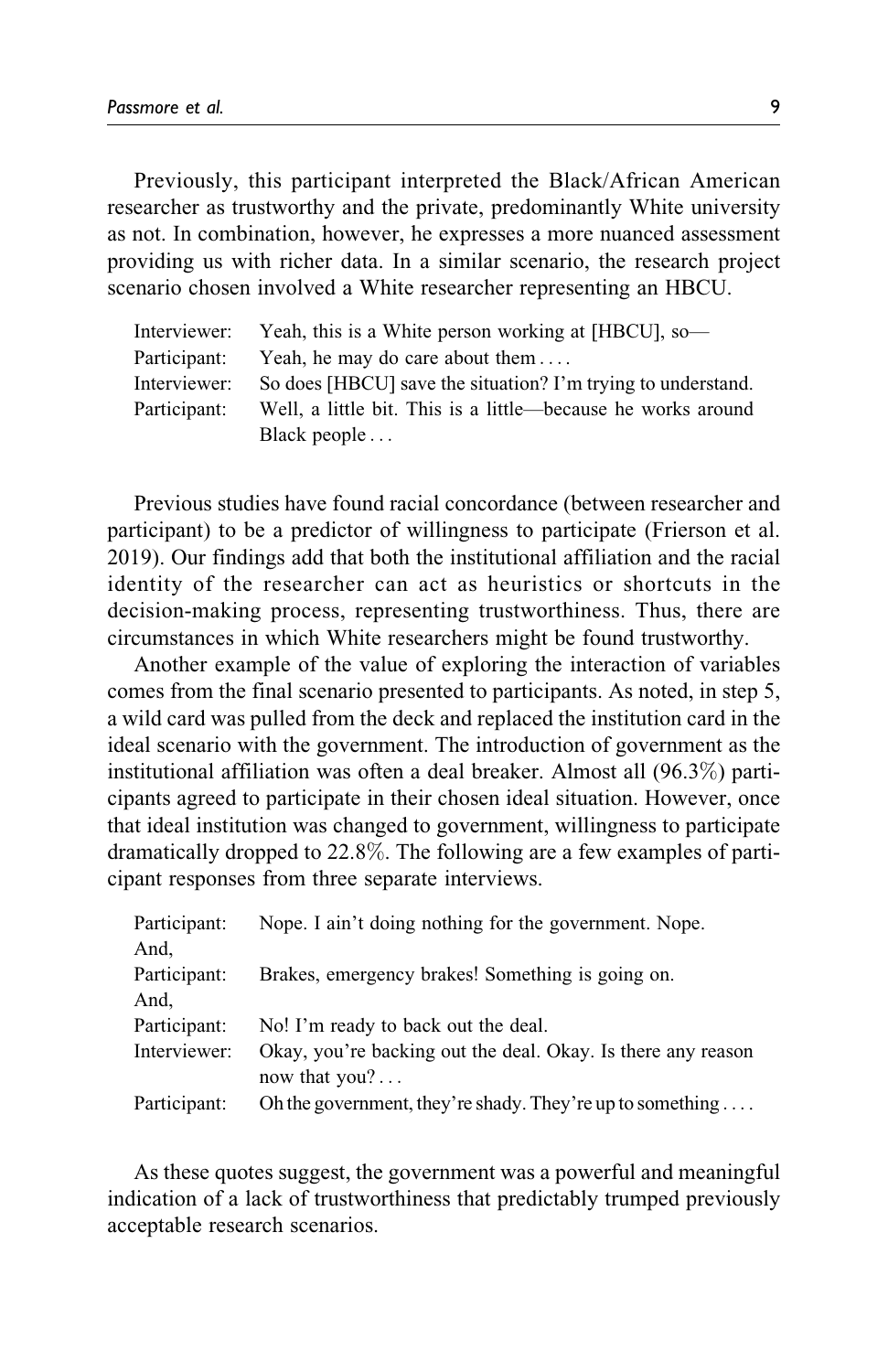Previously, this participant interpreted the Black/African American researcher as trustworthy and the private, predominantly White university as not. In combination, however, he expresses a more nuanced assessment providing us with richer data. In a similar scenario, the research project scenario chosen involved a White researcher representing an HBCU.

> Interviewer: Yeah, this is a White person working at [HBCU], so—
>
> Participant: Yeah, he may do care about them . . . .
>
> Interviewer: So does [HBCU] save the situation? I'm trying to understand.
>
> Participant: Well, a little bit. This is a little—because he works around Black people . . .

Previous studies have found racial concordance (between researcher and participant) to be a predictor of willingness to participate (Frierson et al. 2019). Our findings add that both the institutional affiliation and the racial identity of the researcher can act as heuristics or shortcuts in the decision-making process, representing trustworthiness. Thus, there are circumstances in which White researchers might be found trustworthy.

Another example of the value of exploring the interaction of variables comes from the final scenario presented to participants. As noted, in step 5, a wild card was pulled from the deck and replaced the institution card in the ideal scenario with the government. The introduction of government as the institutional affiliation was often a deal breaker. Almost all (96.3%) participants agreed to participate in their chosen ideal situation. However, once that ideal institution was changed to government, willingness to participate dramatically dropped to 22.8%. The following are a few examples of participant responses from three separate interviews.

> Participant: Nope. I ain't doing nothing for the government. Nope.
>
> And,
>
> Participant: Brakes, emergency brakes! Something is going on.
>
> And,
>
> Participant: No! I'm ready to back out the deal.
>
> Interviewer: Okay, you're backing out the deal. Okay. Is there any reason now that you? . . .
>
> Participant: Oh the government, they're shady. They're up to something . . . .

As these quotes suggest, the government was a powerful and meaningful indication of a lack of trustworthiness that predictably trumped previously acceptable research scenarios.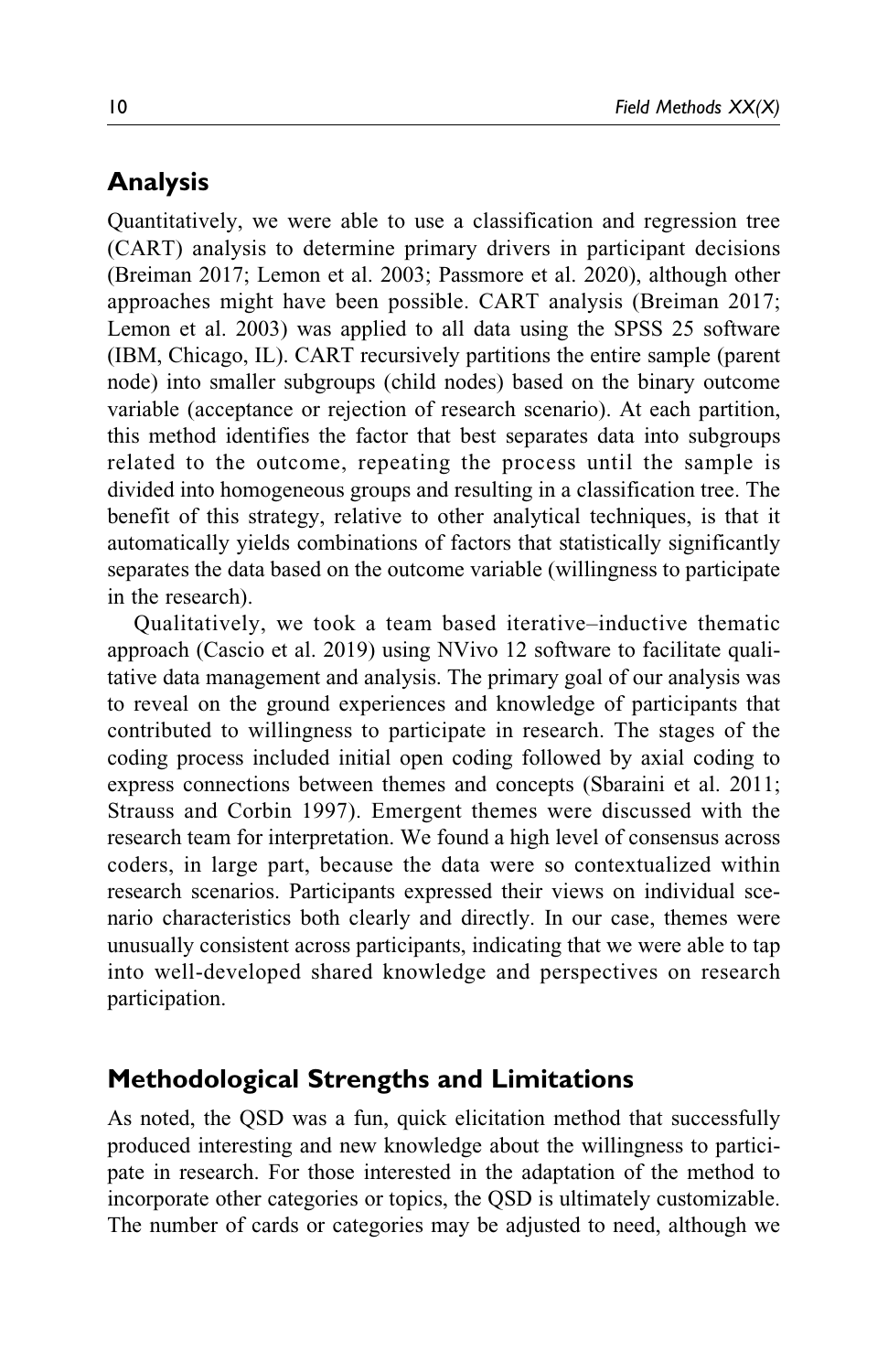## Analysis

Quantitatively, we were able to use a classification and regression tree (CART) analysis to determine primary drivers in participant decisions (Breiman 2017; Lemon et al. 2003; Passmore et al. 2020), although other approaches might have been possible. CART analysis (Breiman 2017; Lemon et al. 2003) was applied to all data using the SPSS 25 software (IBM, Chicago, IL). CART recursively partitions the entire sample (parent node) into smaller subgroups (child nodes) based on the binary outcome variable (acceptance or rejection of research scenario). At each partition, this method identifies the factor that best separates data into subgroups related to the outcome, repeating the process until the sample is divided into homogeneous groups and resulting in a classification tree. The benefit of this strategy, relative to other analytical techniques, is that it automatically yields combinations of factors that statistically significantly separates the data based on the outcome variable (willingness to participate in the research).

Qualitatively, we took a team based iterative–inductive thematic approach (Cascio et al. 2019) using NVivo 12 software to facilitate qualitative data management and analysis. The primary goal of our analysis was to reveal on the ground experiences and knowledge of participants that contributed to willingness to participate in research. The stages of the coding process included initial open coding followed by axial coding to express connections between themes and concepts (Sbaraini et al. 2011; Strauss and Corbin 1997). Emergent themes were discussed with the research team for interpretation. We found a high level of consensus across coders, in large part, because the data were so contextualized within research scenarios. Participants expressed their views on individual scenario characteristics both clearly and directly. In our case, themes were unusually consistent across participants, indicating that we were able to tap into well-developed shared knowledge and perspectives on research participation.

## Methodological Strengths and Limitations

As noted, the QSD was a fun, quick elicitation method that successfully produced interesting and new knowledge about the willingness to participate in research. For those interested in the adaptation of the method to incorporate other categories or topics, the QSD is ultimately customizable. The number of cards or categories may be adjusted to need, although we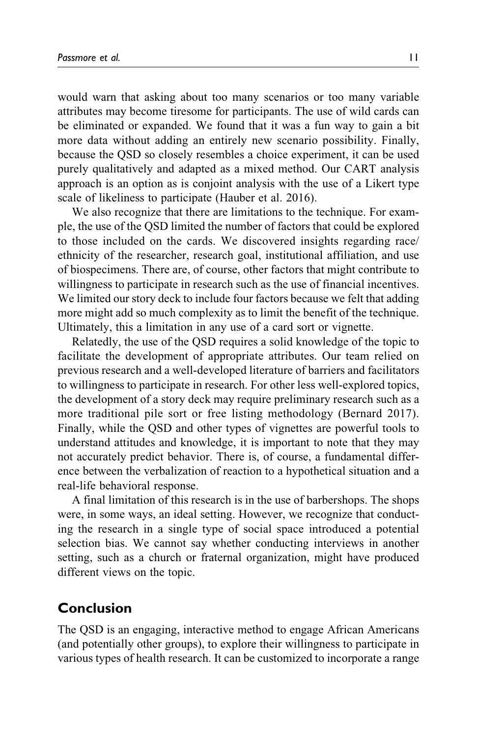would warn that asking about too many scenarios or too many variable attributes may become tiresome for participants. The use of wild cards can be eliminated or expanded. We found that it was a fun way to gain a bit more data without adding an entirely new scenario possibility. Finally, because the QSD so closely resembles a choice experiment, it can be used purely qualitatively and adapted as a mixed method. Our CART analysis approach is an option as is conjoint analysis with the use of a Likert type scale of likeliness to participate (Hauber et al. 2016).

We also recognize that there are limitations to the technique. For example, the use of the QSD limited the number of factors that could be explored to those included on the cards. We discovered insights regarding race/ethnicity of the researcher, research goal, institutional affiliation, and use of biospecimens. There are, of course, other factors that might contribute to willingness to participate in research such as the use of financial incentives. We limited our story deck to include four factors because we felt that adding more might add so much complexity as to limit the benefit of the technique. Ultimately, this a limitation in any use of a card sort or vignette.

Relatedly, the use of the QSD requires a solid knowledge of the topic to facilitate the development of appropriate attributes. Our team relied on previous research and a well-developed literature of barriers and facilitators to willingness to participate in research. For other less well-explored topics, the development of a story deck may require preliminary research such as a more traditional pile sort or free listing methodology (Bernard 2017). Finally, while the QSD and other types of vignettes are powerful tools to understand attitudes and knowledge, it is important to note that they may not accurately predict behavior. There is, of course, a fundamental difference between the verbalization of reaction to a hypothetical situation and a real-life behavioral response.

A final limitation of this research is in the use of barbershops. The shops were, in some ways, an ideal setting. However, we recognize that conducting the research in a single type of social space introduced a potential selection bias. We cannot say whether conducting interviews in another setting, such as a church or fraternal organization, might have produced different views on the topic.

## Conclusion

The QSD is an engaging, interactive method to engage African Americans (and potentially other groups), to explore their willingness to participate in various types of health research. It can be customized to incorporate a range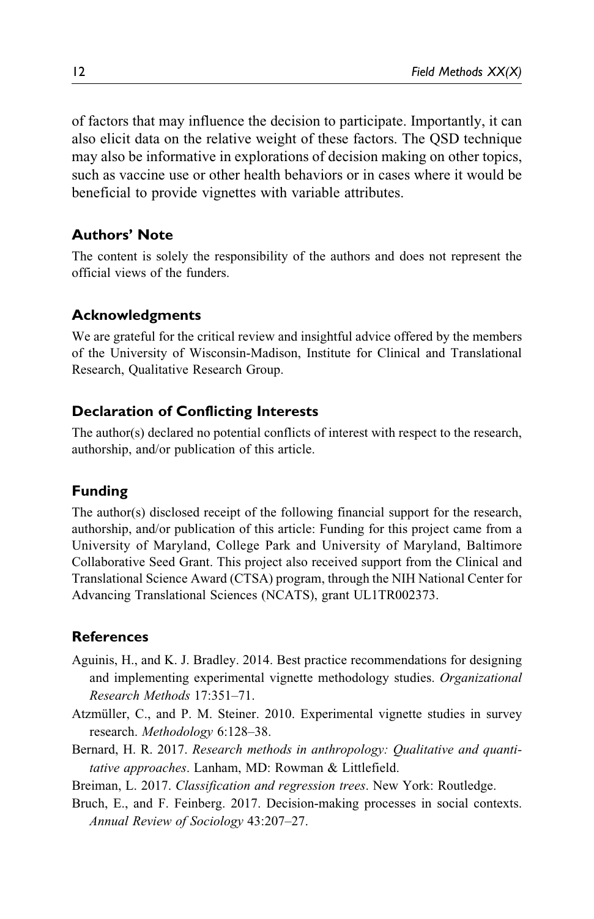of factors that may influence the decision to participate. Importantly, it can also elicit data on the relative weight of these factors. The QSD technique may also be informative in explorations of decision making on other topics, such as vaccine use or other health behaviors or in cases where it would be beneficial to provide vignettes with variable attributes.

## Authors' Note

The content is solely the responsibility of the authors and does not represent the official views of the funders.

## Acknowledgments

We are grateful for the critical review and insightful advice offered by the members of the University of Wisconsin-Madison, Institute for Clinical and Translational Research, Qualitative Research Group.

## Declaration of Conflicting Interests

The author(s) declared no potential conflicts of interest with respect to the research, authorship, and/or publication of this article.

## Funding

The author(s) disclosed receipt of the following financial support for the research, authorship, and/or publication of this article: Funding for this project came from a University of Maryland, College Park and University of Maryland, Baltimore Collaborative Seed Grant. This project also received support from the Clinical and Translational Science Award (CTSA) program, through the NIH National Center for Advancing Translational Sciences (NCATS), grant UL1TR002373.

## References

Aguinis, H., and K. J. Bradley. 2014. Best practice recommendations for designing and implementing experimental vignette methodology studies. *Organizational Research Methods* 17:351–71.

Atzmüller, C., and P. M. Steiner. 2010. Experimental vignette studies in survey research. *Methodology* 6:128–38.

Bernard, H. R. 2017. *Research methods in anthropology: Qualitative and quantitative approaches*. Lanham, MD: Rowman & Littlefield.

Breiman, L. 2017. *Classification and regression trees*. New York: Routledge.

Bruch, E., and F. Feinberg. 2017. Decision-making processes in social contexts. *Annual Review of Sociology* 43:207–27.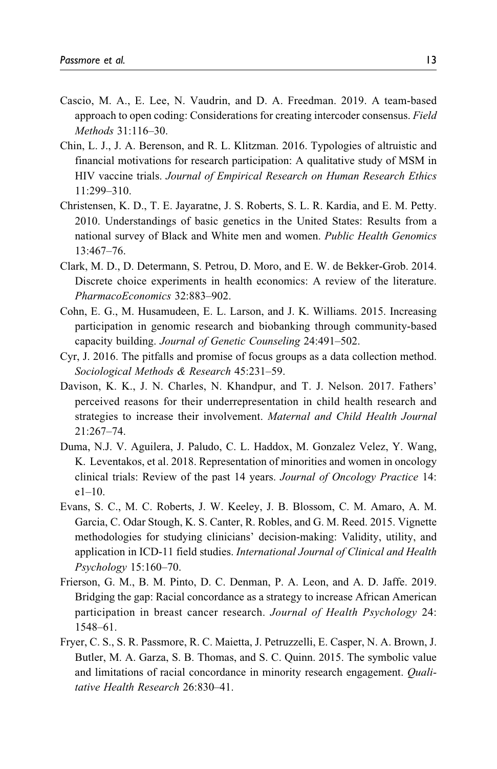Cascio, M. A., E. Lee, N. Vaudrin, and D. A. Freedman. 2019. A team-based approach to open coding: Considerations for creating intercoder consensus. *Field Methods* 31:116–30.

Chin, L. J., J. A. Berenson, and R. L. Klitzman. 2016. Typologies of altruistic and financial motivations for research participation: A qualitative study of MSM in HIV vaccine trials. *Journal of Empirical Research on Human Research Ethics* 11:299–310.

Christensen, K. D., T. E. Jayaratne, J. S. Roberts, S. L. R. Kardia, and E. M. Petty. 2010. Understandings of basic genetics in the United States: Results from a national survey of Black and White men and women. *Public Health Genomics* 13:467–76.

Clark, M. D., D. Determann, S. Petrou, D. Moro, and E. W. de Bekker-Grob. 2014. Discrete choice experiments in health economics: A review of the literature. *PharmacoEconomics* 32:883–902.

Cohn, E. G., M. Husamudeen, E. L. Larson, and J. K. Williams. 2015. Increasing participation in genomic research and biobanking through community-based capacity building. *Journal of Genetic Counseling* 24:491–502.

Cyr, J. 2016. The pitfalls and promise of focus groups as a data collection method. *Sociological Methods & Research* 45:231–59.

Davison, K. K., J. N. Charles, N. Khandpur, and T. J. Nelson. 2017. Fathers' perceived reasons for their underrepresentation in child health research and strategies to increase their involvement. *Maternal and Child Health Journal* 21:267–74.

Duma, N.J. V. Aguilera, J. Paludo, C. L. Haddox, M. Gonzalez Velez, Y. Wang, K. Leventakos, et al. 2018. Representation of minorities and women in oncology clinical trials: Review of the past 14 years. *Journal of Oncology Practice* 14: e1–10.

Evans, S. C., M. C. Roberts, J. W. Keeley, J. B. Blossom, C. M. Amaro, A. M. Garcia, C. Odar Stough, K. S. Canter, R. Robles, and G. M. Reed. 2015. Vignette methodologies for studying clinicians' decision-making: Validity, utility, and application in ICD-11 field studies. *International Journal of Clinical and Health Psychology* 15:160–70.

Frierson, G. M., B. M. Pinto, D. C. Denman, P. A. Leon, and A. D. Jaffe. 2019. Bridging the gap: Racial concordance as a strategy to increase African American participation in breast cancer research. *Journal of Health Psychology* 24: 1548–61.

Fryer, C. S., S. R. Passmore, R. C. Maietta, J. Petruzzelli, E. Casper, N. A. Brown, J. Butler, M. A. Garza, S. B. Thomas, and S. C. Quinn. 2015. The symbolic value and limitations of racial concordance in minority research engagement. *Qualitative Health Research* 26:830–41.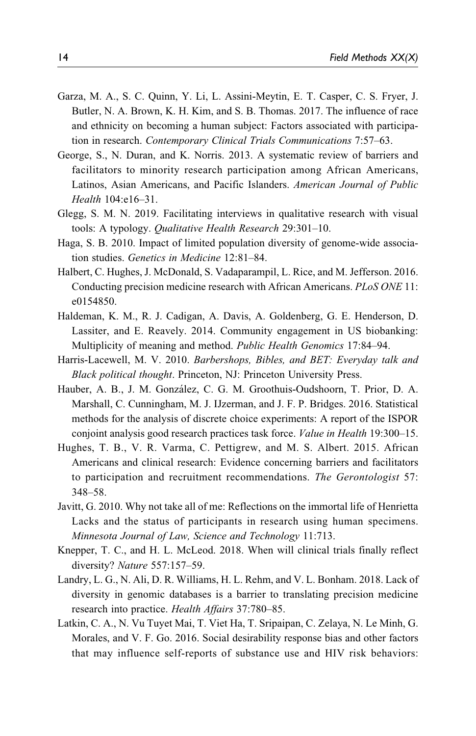Garza, M. A., S. C. Quinn, Y. Li, L. Assini-Meytin, E. T. Casper, C. S. Fryer, J. Butler, N. A. Brown, K. H. Kim, and S. B. Thomas. 2017. The influence of race and ethnicity on becoming a human subject: Factors associated with participation in research. *Contemporary Clinical Trials Communications* 7:57–63.

George, S., N. Duran, and K. Norris. 2013. A systematic review of barriers and facilitators to minority research participation among African Americans, Latinos, Asian Americans, and Pacific Islanders. *American Journal of Public Health* 104:e16–31.

Glegg, S. M. N. 2019. Facilitating interviews in qualitative research with visual tools: A typology. *Qualitative Health Research* 29:301–10.

Haga, S. B. 2010. Impact of limited population diversity of genome-wide association studies. *Genetics in Medicine* 12:81–84.

Halbert, C. Hughes, J. McDonald, S. Vadaparampil, L. Rice, and M. Jefferson. 2016. Conducting precision medicine research with African Americans. *PLoS ONE* 11: e0154850.

Haldeman, K. M., R. J. Cadigan, A. Davis, A. Goldenberg, G. E. Henderson, D. Lassiter, and E. Reavely. 2014. Community engagement in US biobanking: Multiplicity of meaning and method. *Public Health Genomics* 17:84–94.

Harris-Lacewell, M. V. 2010. *Barbershops, Bibles, and BET: Everyday talk and Black political thought*. Princeton, NJ: Princeton University Press.

Hauber, A. B., J. M. González, C. G. M. Groothuis-Oudshoorn, T. Prior, D. A. Marshall, C. Cunningham, M. J. IJzerman, and J. F. P. Bridges. 2016. Statistical methods for the analysis of discrete choice experiments: A report of the ISPOR conjoint analysis good research practices task force. *Value in Health* 19:300–15.

Hughes, T. B., V. R. Varma, C. Pettigrew, and M. S. Albert. 2015. African Americans and clinical research: Evidence concerning barriers and facilitators to participation and recruitment recommendations. *The Gerontologist* 57: 348–58.

Javitt, G. 2010. Why not take all of me: Reflections on the immortal life of Henrietta Lacks and the status of participants in research using human specimens. *Minnesota Journal of Law, Science and Technology* 11:713.

Knepper, T. C., and H. L. McLeod. 2018. When will clinical trials finally reflect diversity? *Nature* 557:157–59.

Landry, L. G., N. Ali, D. R. Williams, H. L. Rehm, and V. L. Bonham. 2018. Lack of diversity in genomic databases is a barrier to translating precision medicine research into practice. *Health Affairs* 37:780–85.

Latkin, C. A., N. Vu Tuyet Mai, T. Viet Ha, T. Sripaipan, C. Zelaya, N. Le Minh, G. Morales, and V. F. Go. 2016. Social desirability response bias and other factors that may influence self-reports of substance use and HIV risk behaviors: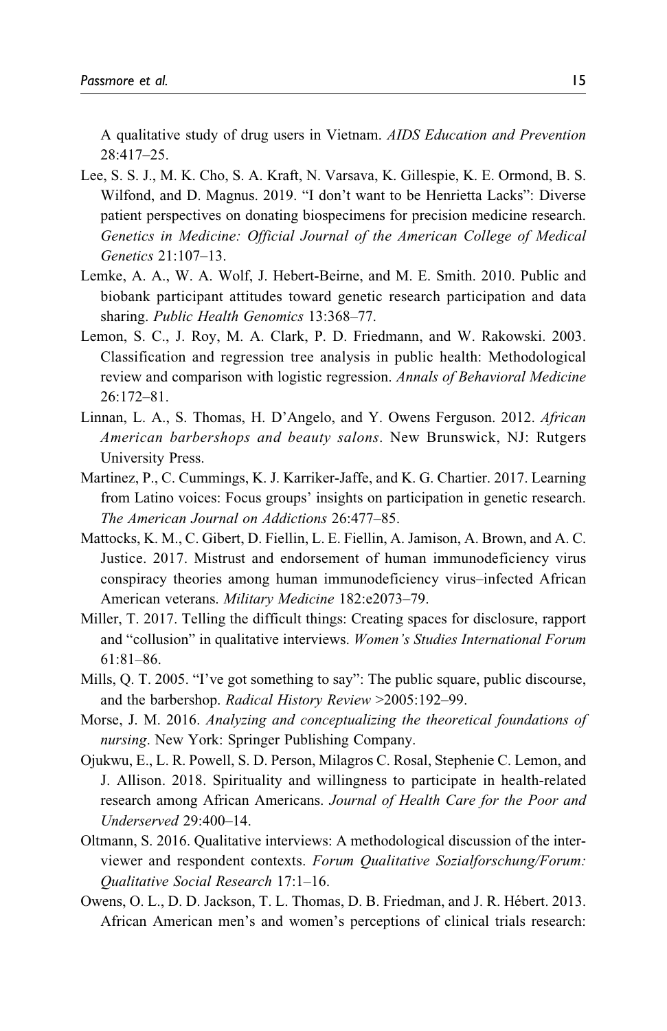A qualitative study of drug users in Vietnam. *AIDS Education and Prevention* 28:417–25.

Lee, S. S. J., M. K. Cho, S. A. Kraft, N. Varsava, K. Gillespie, K. E. Ormond, B. S. Wilfond, and D. Magnus. 2019. "I don't want to be Henrietta Lacks": Diverse patient perspectives on donating biospecimens for precision medicine research. *Genetics in Medicine: Official Journal of the American College of Medical Genetics* 21:107–13.

Lemke, A. A., W. A. Wolf, J. Hebert-Beirne, and M. E. Smith. 2010. Public and biobank participant attitudes toward genetic research participation and data sharing. *Public Health Genomics* 13:368–77.

Lemon, S. C., J. Roy, M. A. Clark, P. D. Friedmann, and W. Rakowski. 2003. Classification and regression tree analysis in public health: Methodological review and comparison with logistic regression. *Annals of Behavioral Medicine* 26:172–81.

Linnan, L. A., S. Thomas, H. D'Angelo, and Y. Owens Ferguson. 2012. *African American barbershops and beauty salons*. New Brunswick, NJ: Rutgers University Press.

Martinez, P., C. Cummings, K. J. Karriker-Jaffe, and K. G. Chartier. 2017. Learning from Latino voices: Focus groups' insights on participation in genetic research. *The American Journal on Addictions* 26:477–85.

Mattocks, K. M., C. Gibert, D. Fiellin, L. E. Fiellin, A. Jamison, A. Brown, and A. C. Justice. 2017. Mistrust and endorsement of human immunodeficiency virus conspiracy theories among human immunodeficiency virus–infected African American veterans. *Military Medicine* 182:e2073–79.

Miller, T. 2017. Telling the difficult things: Creating spaces for disclosure, rapport and "collusion" in qualitative interviews. *Women's Studies International Forum* 61:81–86.

Mills, Q. T. 2005. "I've got something to say": The public square, public discourse, and the barbershop. *Radical History Review* >2005:192–99.

Morse, J. M. 2016. *Analyzing and conceptualizing the theoretical foundations of nursing*. New York: Springer Publishing Company.

Ojukwu, E., L. R. Powell, S. D. Person, Milagros C. Rosal, Stephenie C. Lemon, and J. Allison. 2018. Spirituality and willingness to participate in health-related research among African Americans. *Journal of Health Care for the Poor and Underserved* 29:400–14.

Oltmann, S. 2016. Qualitative interviews: A methodological discussion of the interviewer and respondent contexts. *Forum Qualitative Sozialforschung/Forum: Qualitative Social Research* 17:1–16.

Owens, O. L., D. D. Jackson, T. L. Thomas, D. B. Friedman, and J. R. Hébert. 2013. African American men's and women's perceptions of clinical trials research: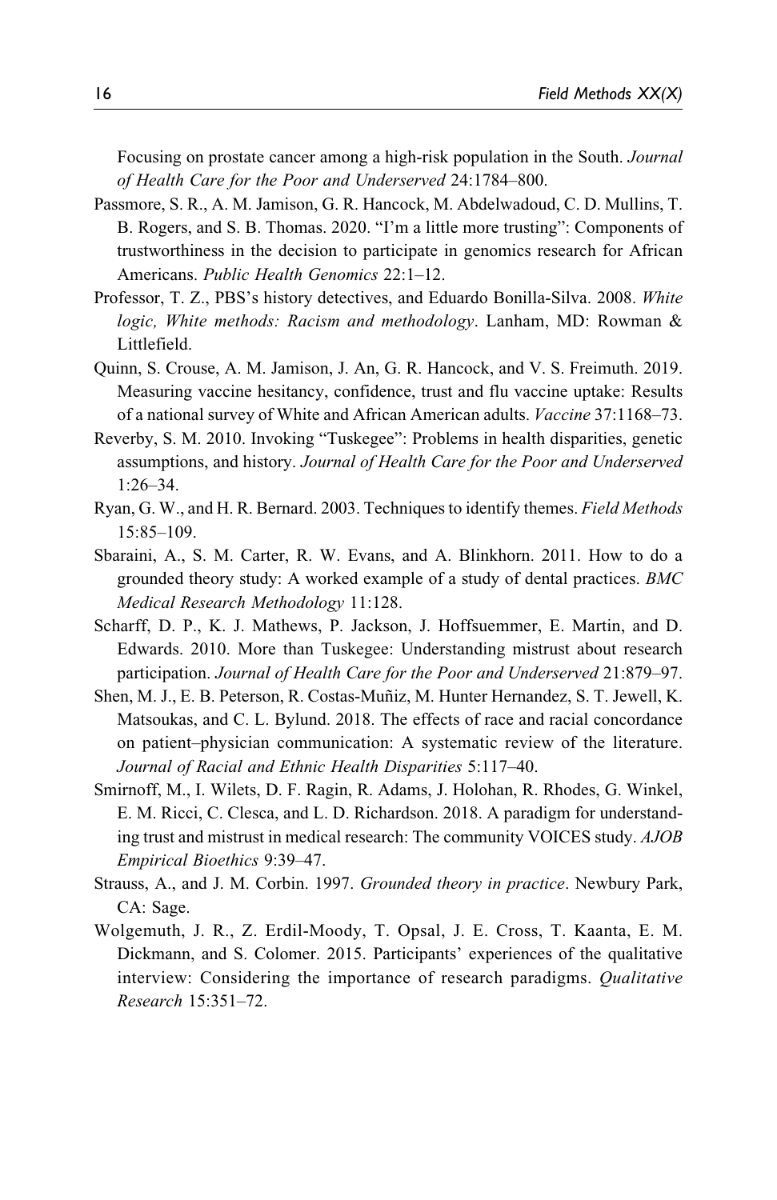Focusing on prostate cancer among a high-risk population in the South. *Journal of Health Care for the Poor and Underserved* 24:1784–800.

Passmore, S. R., A. M. Jamison, G. R. Hancock, M. Abdelwadoud, C. D. Mullins, T. B. Rogers, and S. B. Thomas. 2020. "I'm a little more trusting": Components of trustworthiness in the decision to participate in genomics research for African Americans. *Public Health Genomics* 22:1–12.

Professor, T. Z., PBS's history detectives, and Eduardo Bonilla-Silva. 2008. *White logic, White methods: Racism and methodology*. Lanham, MD: Rowman & Littlefield.

Quinn, S. Crouse, A. M. Jamison, J. An, G. R. Hancock, and V. S. Freimuth. 2019. Measuring vaccine hesitancy, confidence, trust and flu vaccine uptake: Results of a national survey of White and African American adults. *Vaccine* 37:1168–73.

Reverby, S. M. 2010. Invoking "Tuskegee": Problems in health disparities, genetic assumptions, and history. *Journal of Health Care for the Poor and Underserved* 1:26–34.

Ryan, G. W., and H. R. Bernard. 2003. Techniques to identify themes. *Field Methods* 15:85–109.

Sbaraini, A., S. M. Carter, R. W. Evans, and A. Blinkhorn. 2011. How to do a grounded theory study: A worked example of a study of dental practices. *BMC Medical Research Methodology* 11:128.

Scharff, D. P., K. J. Mathews, P. Jackson, J. Hoffsuemmer, E. Martin, and D. Edwards. 2010. More than Tuskegee: Understanding mistrust about research participation. *Journal of Health Care for the Poor and Underserved* 21:879–97.

Shen, M. J., E. B. Peterson, R. Costas-Muñiz, M. Hunter Hernandez, S. T. Jewell, K. Matsoukas, and C. L. Bylund. 2018. The effects of race and racial concordance on patient–physician communication: A systematic review of the literature. *Journal of Racial and Ethnic Health Disparities* 5:117–40.

Smirnoff, M., I. Wilets, D. F. Ragin, R. Adams, J. Holohan, R. Rhodes, G. Winkel, E. M. Ricci, C. Clesca, and L. D. Richardson. 2018. A paradigm for understanding trust and mistrust in medical research: The community VOICES study. *AJOB Empirical Bioethics* 9:39–47.

Strauss, A., and J. M. Corbin. 1997. *Grounded theory in practice*. Newbury Park, CA: Sage.

Wolgemuth, J. R., Z. Erdil-Moody, T. Opsal, J. E. Cross, T. Kaanta, E. M. Dickmann, and S. Colomer. 2015. Participants' experiences of the qualitative interview: Considering the importance of research paradigms. *Qualitative Research* 15:351–72.